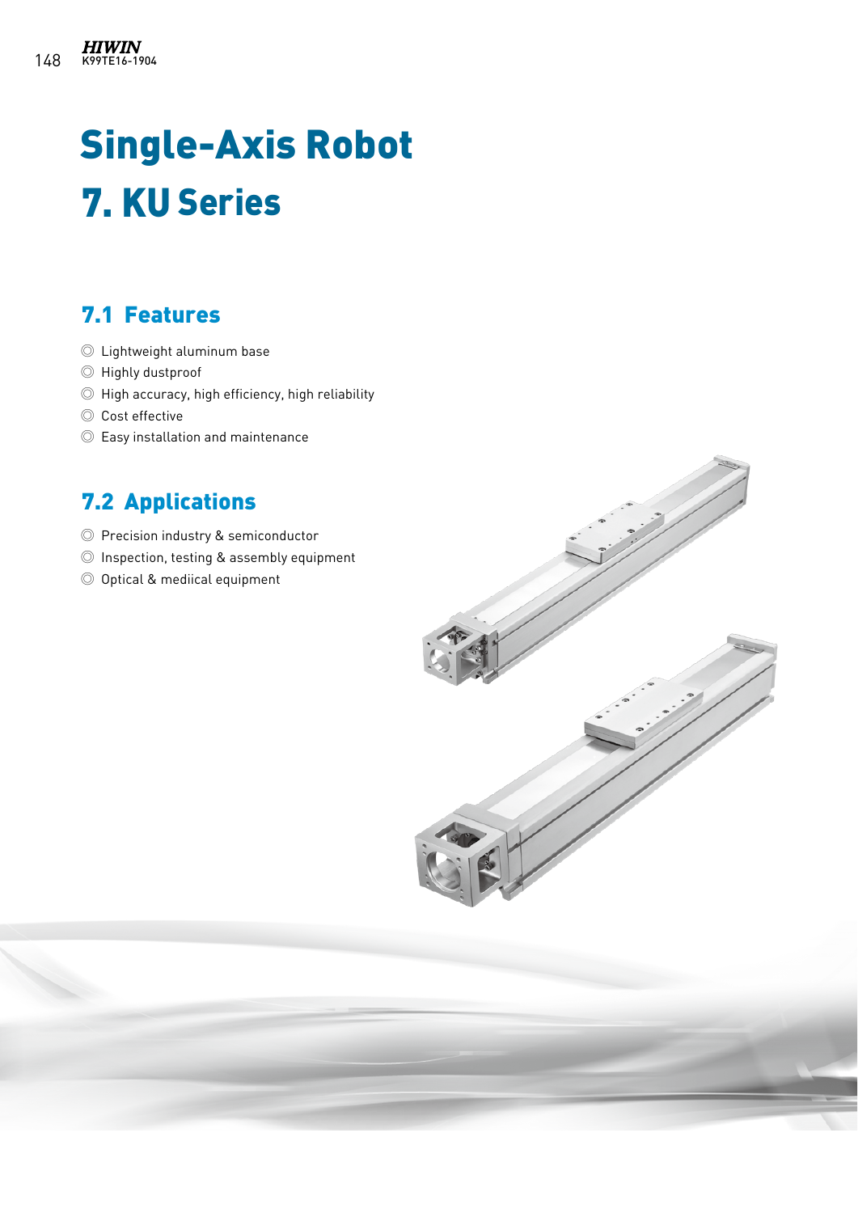# Single-Axis Robot

# 7. KU Series

## 7.1 Features

- ◎ Lightweight aluminum base
- ◎ Highly dustproof
- ◎ High accuracy, high efficiency, high reliability
- ◎ Cost effective
- ◎ Easy installation and maintenance

## 7.2 Applications

- ◎ Precision industry & semiconductor
- ◎ Inspection, testing & assembly equipment
- ◎ Optical & mediical equipment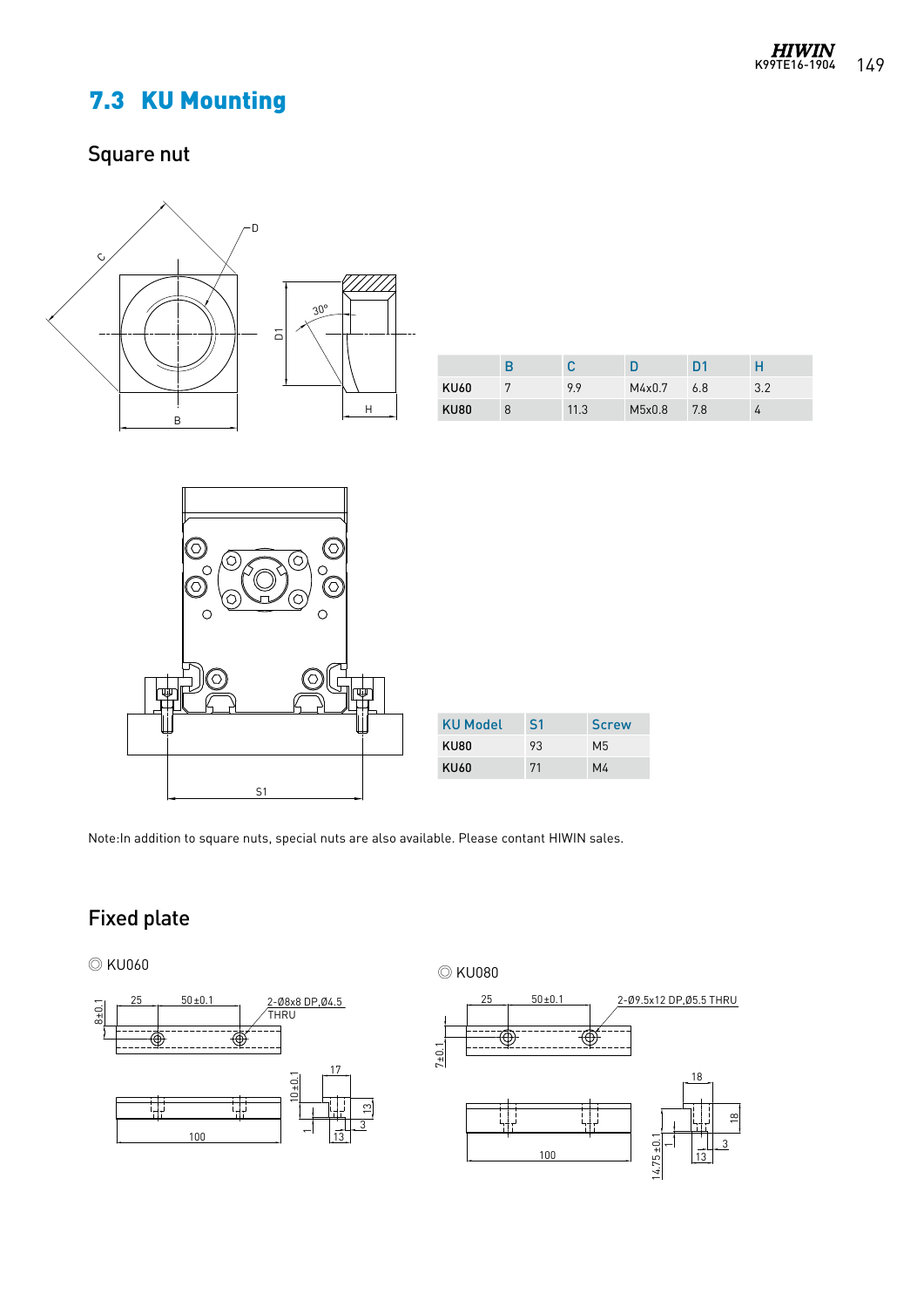## 7.3 KU Mounting

### Square nut

| | B | C | D | D1 | H |
|---|---|---|---|---|---|
| KU60 | 7 | 9.9 | M4x0.7 | 6.8 | 3.2 |
| KU80 | 8 | 11.3 | M5x0.8 | 7.8 | 4 |

| KU Model | S1 | Screw |
|---|---|---|
| KU80 | 93 | M5 |
| KU60 | 71 | M4 |

Note:In addition to square nuts, special nuts are also available. Please contant HIWIN sales.

### Fixed plate

◎ KU060

◎ KU080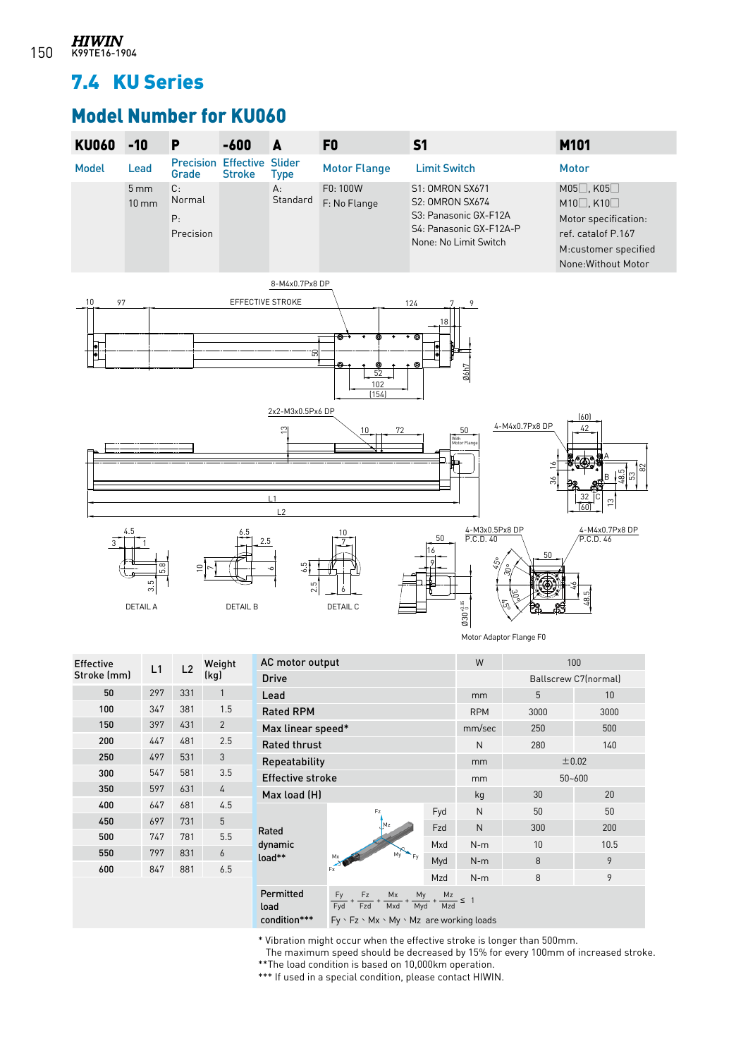## 7.4 KU Series

## Model Number for KU060

| KU060 | -10 | P | -600 | A | F0 | S1 | M101 |
|---|---|---|---|---|---|---|---|
| Model | Lead | Precision Grade | Effective Stroke | Slider Type | Motor Flange | Limit Switch | Motor |
| | 5 mm<br>10 mm | C: Normal<br>P: Precision | | A: Standard | F0: 100W<br>F: No Flange | S1: OMRON SX671<br>S2: OMRON SX674<br>S3: Panasonic GX-F12A<br>S4: Panasonic GX-F12A-P<br>None: No Limit Switch | M05□, K05□<br>M10□, K10□<br>Motor specification: ref. catalof P.167<br>M:customer specified<br>None:Without Motor |

DETAIL A　DETAIL B　DETAIL C

Motor Adaptor Flange F0

| Effective Stroke (mm) | L1 | L2 | Weight (kg) |
|---|---|---|---|
| 50 | 297 | 331 | 1 |
| 100 | 347 | 381 | 1.5 |
| 150 | 397 | 431 | 2 |
| 200 | 447 | 481 | 2.5 |
| 250 | 497 | 531 | 3 |
| 300 | 547 | 581 | 3.5 |
| 350 | 597 | 631 | 4 |
| 400 | 647 | 681 | 4.5 |
| 450 | 697 | 731 | 5 |
| 500 | 747 | 781 | 5.5 |
| 550 | 797 | 831 | 6 |
| 600 | 847 | 881 | 6.5 |

| AC motor output | | W | 100 | |
|---|---|---|---|---|
| Drive | | | Ballscrew C7(normal) | |
| Lead | | mm | 5 | 10 |
| Rated RPM | | RPM | 3000 | 3000 |
| Max linear speed* | | mm/sec | 250 | 500 |
| Rated thrust | | N | 280 | 140 |
| Repeatability | | mm | ±0.02 | |
| Effective stroke | | mm | 50~600 | |
| Max load (H) | | kg | 30 | 20 |
| Rated dynamic load** | Fyd | N | 50 | 50 |
| | Fzd | N | 300 | 200 |
| | Mxd | N-m | 10 | 10.5 |
| | Myd | N-m | 8 | 9 |
| | Mzd | N-m | 8 | 9 |
| Permitted load condition*** | $\frac{Fy}{Fyd}+\frac{Fz}{Fzd}+\frac{Mx}{Mxd}+\frac{My}{Myd}+\frac{Mz}{Mzd}\leq 1$<br>Fy、Fz、Mx、My、Mz are working loads | | | |

\* Vibration might occur when the effective stroke is longer than 500mm.
The maximum speed should be decreased by 15% for every 100mm of increased stroke.
\*\*The load condition is based on 10,000km operation.
\*\*\* If used in a special condition, please contact HIWIN.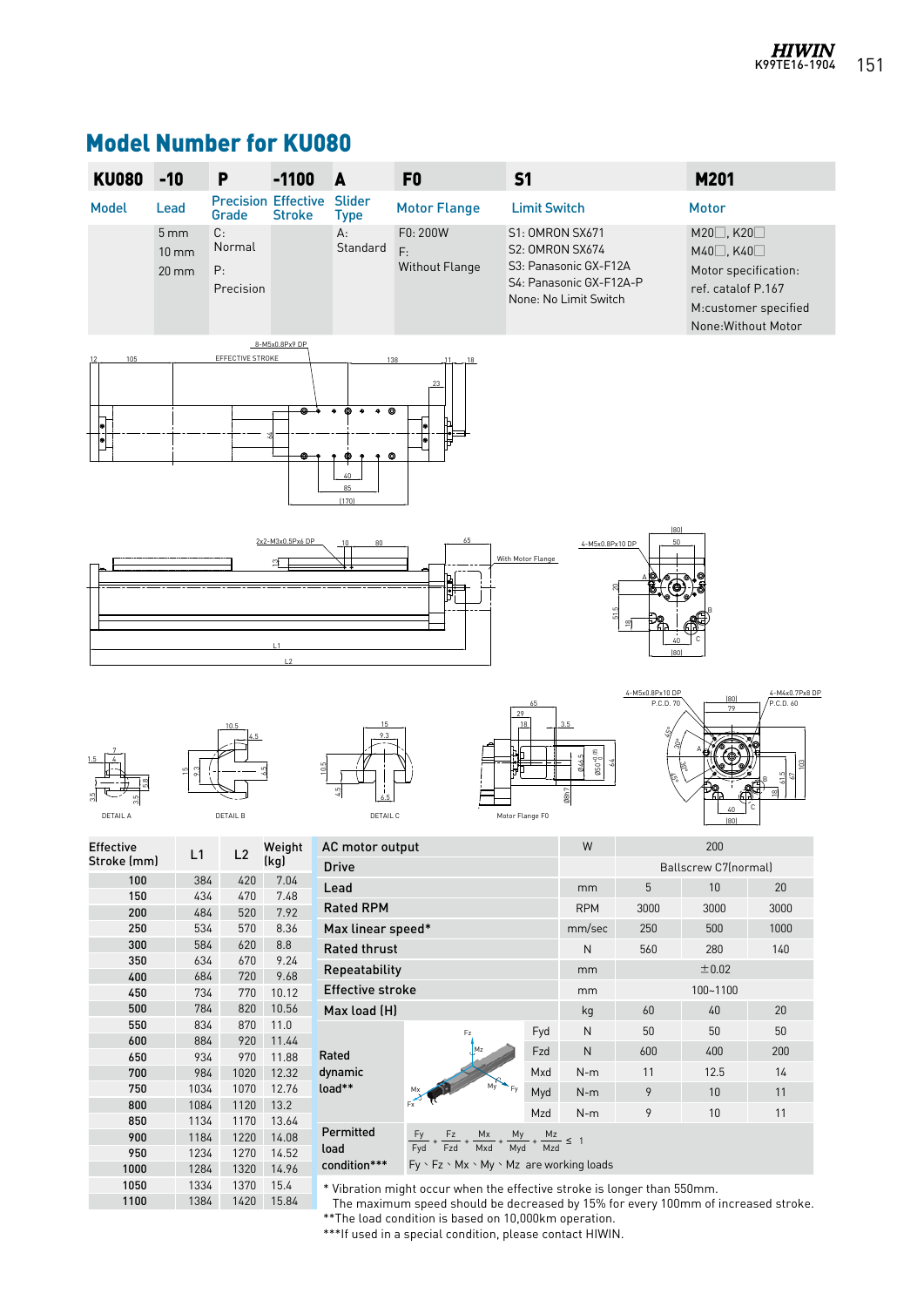## Model Number for KU080

| KU080 | -10 | P | -1100 | A | F0 | S1 | M201 |
|---|---|---|---|---|---|---|---|
| Model | Lead | Precision Grade | Effective Stroke | Slider Type | Motor Flange | Limit Switch | Motor |
| | 5 mm<br>10 mm<br>20 mm | C: Normal<br>P: Precision | | A: Standard | F0: 200W<br>F: Without Flange | S1: OMRON SX671<br>S2: OMRON SX674<br>S3: Panasonic GX-F12A<br>S4: Panasonic GX-F12A-P<br>None: No Limit Switch | M20□, K20□<br>M40□, K40□<br>Motor specification: ref. catalof P.167<br>M:customer specified<br>None:Without Motor |

DETAIL A  DETAIL B  DETAIL C  Motor Flange F0

| Effective Stroke (mm) | L1 | L2 | Weight (kg) |
|---|---|---|---|
| 100 | 384 | 420 | 7.04 |
| 150 | 434 | 470 | 7.48 |
| 200 | 484 | 520 | 7.92 |
| 250 | 534 | 570 | 8.36 |
| 300 | 584 | 620 | 8.8 |
| 350 | 634 | 670 | 9.24 |
| 400 | 684 | 720 | 9.68 |
| 450 | 734 | 770 | 10.12 |
| 500 | 784 | 820 | 10.56 |
| 550 | 834 | 870 | 11.0 |
| 600 | 884 | 920 | 11.44 |
| 650 | 934 | 970 | 11.88 |
| 700 | 984 | 1020 | 12.32 |
| 750 | 1034 | 1070 | 12.76 |
| 800 | 1084 | 1120 | 13.2 |
| 850 | 1134 | 1170 | 13.64 |
| 900 | 1184 | 1220 | 14.08 |
| 950 | 1234 | 1270 | 14.52 |
| 1000 | 1284 | 1320 | 14.96 |
| 1050 | 1334 | 1370 | 15.4 |
| 1100 | 1384 | 1420 | 15.84 |

| AC motor output | | W | 200 | | |
|---|---|---|---|---|---|
| Drive | | | Ballscrew C7(normal) | | |
| Lead | | mm | 5 | 10 | 20 |
| Rated RPM | | RPM | 3000 | 3000 | 3000 |
| Max linear speed* | | mm/sec | 250 | 500 | 1000 |
| Rated thrust | | N | 560 | 280 | 140 |
| Repeatability | | mm | ±0.02 | | |
| Effective stroke | | mm | 100~1100 | | |
| Max load (H) | | kg | 60 | 40 | 20 |
| Rated dynamic load** | Fyd | N | 50 | 50 | 50 |
| | Fzd | N | 600 | 400 | 200 |
| | Mxd | N-m | 11 | 12.5 | 14 |
| | Myd | N-m | 9 | 10 | 11 |
| | Mzd | N-m | 9 | 10 | 11 |
| Permitted load condition*** | $\frac{Fy}{Fyd}+\frac{Fz}{Fzd}+\frac{Mx}{Mxd}+\frac{My}{Myd}+\frac{Mz}{Mzd}\leq 1$<br>Fy、Fz、Mx、My、Mz are working loads | | | | |

\* Vibration might occur when the effective stroke is longer than 550mm.
The maximum speed should be decreased by 15% for every 100mm of increased stroke.
\*\*The load condition is based on 10,000km operation.
\*\*\*If used in a special condition, please contact HIWIN.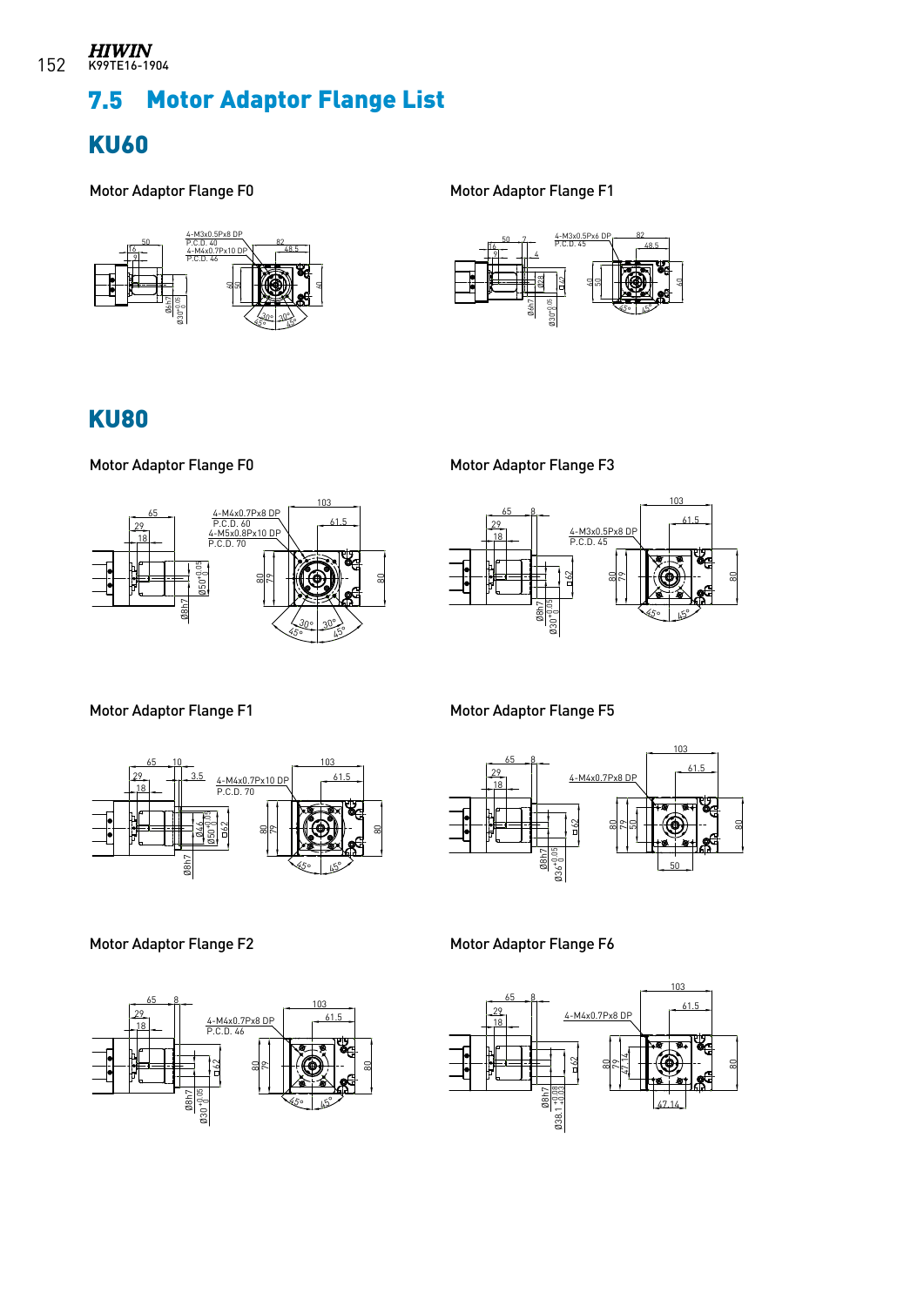## 7.5 Motor Adaptor Flange List

## KU60

Motor Adaptor Flange F0

4-M3x0.5Px8 DP
P.C.D. 40
4-M4x0.7Px10 DP
P.C.D. 46

Motor Adaptor Flange F1

4-M3x0.5Px6 DP
P.C.D. 45

## KU80

Motor Adaptor Flange F0

4-M4x0.7Px8 DP
P.C.D. 60
4-M5x0.8Px10 DP
P.C.D. 70

Motor Adaptor Flange F3

4-M3x0.5Px8 DP
P.C.D. 45

Motor Adaptor Flange F1

4-M4x0.7Px10 DP
P.C.D. 70

Motor Adaptor Flange F5

4-M4x0.7Px8 DP

Motor Adaptor Flange F2

4-M4x0.7Px8 DP
P.C.D. 46

Motor Adaptor Flange F6

4-M4x0.7Px8 DP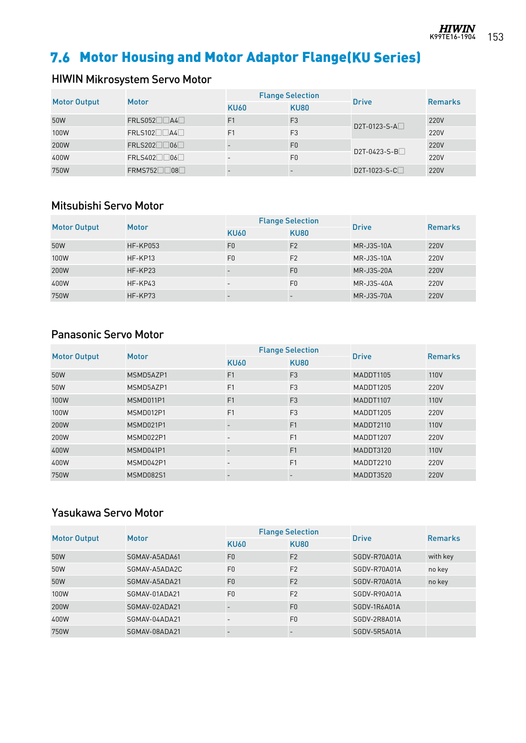## 7.6 Motor Housing and Motor Adaptor Flange(KU Series)

### HIWIN Mikrosystem Servo Motor

| Motor Output | Motor | Flange Selection | | Drive | Remarks |
|---|---|---|---|---|---|
| | | KU60 | KU80 | | |
| 50W | FRLS052□□A4□ | F1 | F3 | D2T-0123-S-A□ | 220V |
| 100W | FRLS102□□A4□ | F1 | F3 | | 220V |
| 200W | FRLS202□□06□ | - | F0 | D2T-0423-S-B□ | 220V |
| 400W | FRLS402□□06□ | - | F0 | | 220V |
| 750W | FRMS752□□08□ | - | - | D2T-1023-S-C□ | 220V |

### Mitsubishi Servo Motor

| Motor Output | Motor | Flange Selection | | Drive | Remarks |
|---|---|---|---|---|---|
| | | KU60 | KU80 | | |
| 50W | HF-KP053 | F0 | F2 | MR-J3S-10A | 220V |
| 100W | HF-KP13 | F0 | F2 | MR-J3S-10A | 220V |
| 200W | HF-KP23 | - | F0 | MR-J3S-20A | 220V |
| 400W | HF-KP43 | - | F0 | MR-J3S-40A | 220V |
| 750W | HF-KP73 | - | - | MR-J3S-70A | 220V |

### Panasonic Servo Motor

| Motor Output | Motor | Flange Selection | | Drive | Remarks |
|---|---|---|---|---|---|
| | | KU60 | KU80 | | |
| 50W | MSMD5AZP1 | F1 | F3 | MADDT1105 | 110V |
| 50W | MSMD5AZP1 | F1 | F3 | MADDT1205 | 220V |
| 100W | MSMD011P1 | F1 | F3 | MADDT1107 | 110V |
| 100W | MSMD012P1 | F1 | F3 | MADDT1205 | 220V |
| 200W | MSMD021P1 | - | F1 | MADDT2110 | 110V |
| 200W | MSMD022P1 | - | F1 | MADDT1207 | 220V |
| 400W | MSMD041P1 | - | F1 | MADDT3120 | 110V |
| 400W | MSMD042P1 | - | F1 | MADDT2210 | 220V |
| 750W | MSMD082S1 | - | - | MADDT3520 | 220V |

### Yasukawa Servo Motor

| Motor Output | Motor | Flange Selection | | Drive | Remarks |
|---|---|---|---|---|---|
| | | KU60 | KU80 | | |
| 50W | SGMAV-A5ADA61 | F0 | F2 | SGDV-R70A01A | with key |
| 50W | SGMAV-A5ADA2C | F0 | F2 | SGDV-R70A01A | no key |
| 50W | SGMAV-A5ADA21 | F0 | F2 | SGDV-R70A01A | no key |
| 100W | SGMAV-01ADA21 | F0 | F2 | SGDV-R90A01A | |
| 200W | SGMAV-02ADA21 | - | F0 | SGDV-1R6A01A | |
| 400W | SGMAV-04ADA21 | - | F0 | SGDV-2R8A01A | |
| 750W | SGMAV-08ADA21 | - | - | SGDV-5R5A01A | |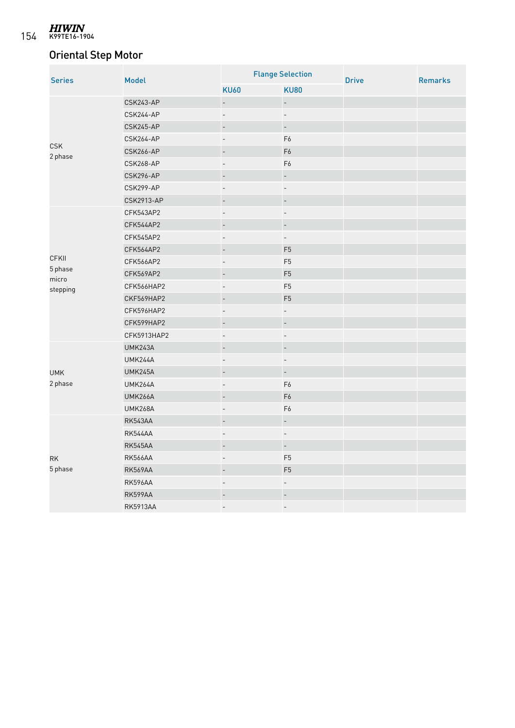## Oriental Step Motor

| Series | Model | Flange Selection | | Drive | Remarks |
|---|---|---|---|---|---|
| | | KU60 | KU80 | | |
| CSK 2 phase | CSK243-AP | - | - | | |
| | CSK244-AP | - | - | | |
| | CSK245-AP | - | - | | |
| | CSK264-AP | - | F6 | | |
| | CSK266-AP | - | F6 | | |
| | CSK268-AP | - | F6 | | |
| | CSK296-AP | - | - | | |
| | CSK299-AP | - | - | | |
| | CSK2913-AP | - | - | | |
| CFKII 5 phase micro stepping | CFK543AP2 | - | - | | |
| | CFK544AP2 | - | - | | |
| | CFK545AP2 | - | - | | |
| | CFK564AP2 | - | F5 | | |
| | CFK566AP2 | - | F5 | | |
| | CFK569AP2 | - | F5 | | |
| | CFK566HAP2 | - | F5 | | |
| | CKF569HAP2 | - | F5 | | |
| | CFK596HAP2 | - | - | | |
| | CFK599HAP2 | - | - | | |
| | CFK5913HAP2 | - | - | | |
| UMK 2 phase | UMK243A | - | - | | |
| | UMK244A | - | - | | |
| | UMK245A | - | - | | |
| | UMK264A | - | F6 | | |
| | UMK266A | - | F6 | | |
| | UMK268A | - | F6 | | |
| RK 5 phase | RK543AA | - | - | | |
| | RK544AA | - | - | | |
| | RK545AA | - | - | | |
| | RK566AA | - | F5 | | |
| | RK569AA | - | F5 | | |
| | RK596AA | - | - | | |
| | RK599AA | - | - | | |
| | RK5913AA | - | - | | |